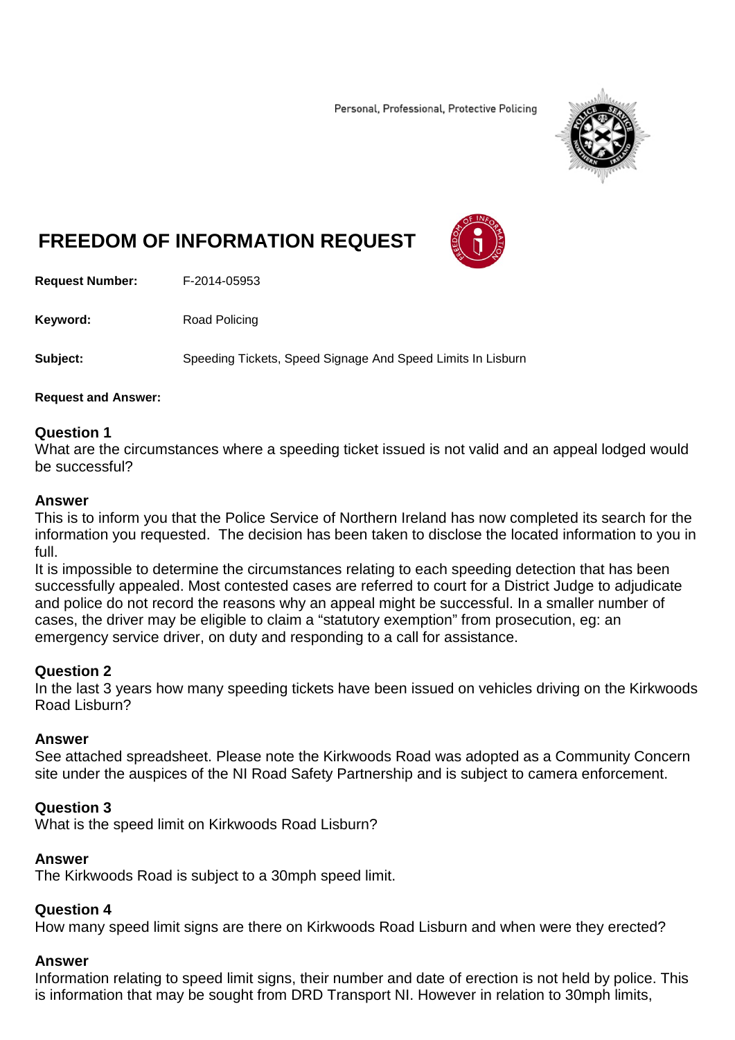Personal, Professional, Protective Policing

# FREEDOM OF INFORMATION REQUEST

**Request Number:** F-2014-05953

**Keyword:** Road Policing

**Subject:** Speeding Tickets, Speed Signage And Speed Limits In Lisburn

**Request and Answer:**

### Question 1

What are the circumstances where a speeding ticket issued is not valid and an appeal lodged would be successful?

### Answer

This is to inform you that the Police Service of Northern Ireland has now completed its search for the information you requested. The decision has been taken to disclose the located information to you in full.

It is impossible to determine the circumstances relating to each speeding detection that has been successfully appealed. Most contested cases are referred to court for a District Judge to adjudicate and police do not record the reasons why an appeal might be successful. In a smaller number of cases, the driver may be eligible to claim a "statutory exemption" from prosecution, eg: an emergency service driver, on duty and responding to a call for assistance.

### Question 2

In the last 3 years how many speeding tickets have been issued on vehicles driving on the Kirkwoods Road Lisburn?

### Answer

See attached spreadsheet. Please note the Kirkwoods Road was adopted as a Community Concern site under the auspices of the NI Road Safety Partnership and is subject to camera enforcement.

### Question 3

What is the speed limit on Kirkwoods Road Lisburn?

### Answer

The Kirkwoods Road is subject to a 30mph speed limit.

### Question 4

How many speed limit signs are there on Kirkwoods Road Lisburn and when were they erected?

### Answer

Information relating to speed limit signs, their number and date of erection is not held by police. This is information that may be sought from DRD Transport NI. However in relation to 30mph limits,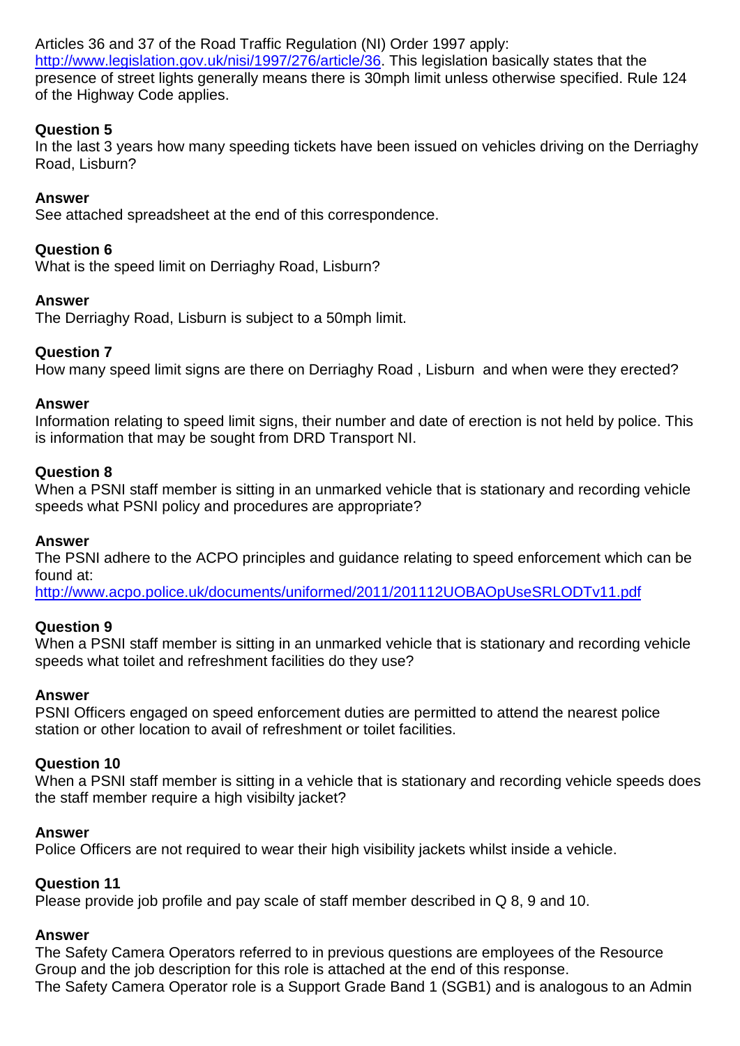Articles 36 and 37 of the Road Traffic Regulation (NI) Order 1997 apply: [http://www.legislation.gov.uk/nisi/1997/276/article/36](http://www.legislation.gov.uk/nisi/1997/276/article/36). This legislation basically states that the presence of street lights generally means there is 30mph limit unless otherwise specified. Rule 124 of the Highway Code applies.

**Question 5**
In the last 3 years how many speeding tickets have been issued on vehicles driving on the Derriaghy Road, Lisburn?

**Answer**
See attached spreadsheet at the end of this correspondence.

**Question 6**
What is the speed limit on Derriaghy Road, Lisburn?

**Answer**
The Derriaghy Road, Lisburn is subject to a 50mph limit.

**Question 7**
How many speed limit signs are there on Derriaghy Road , Lisburn  and when were they erected?

**Answer**
Information relating to speed limit signs, their number and date of erection is not held by police. This is information that may be sought from DRD Transport NI.

**Question 8**
When a PSNI staff member is sitting in an unmarked vehicle that is stationary and recording vehicle speeds what PSNI policy and procedures are appropriate?

**Answer**
The PSNI adhere to the ACPO principles and guidance relating to speed enforcement which can be found at:
[http://www.acpo.police.uk/documents/uniformed/2011/201112UOBAOpUseSRLODTv11.pdf](http://www.acpo.police.uk/documents/uniformed/2011/201112UOBAOpUseSRLODTv11.pdf)

**Question 9**
When a PSNI staff member is sitting in an unmarked vehicle that is stationary and recording vehicle speeds what toilet and refreshment facilities do they use?

**Answer**
PSNI Officers engaged on speed enforcement duties are permitted to attend the nearest police station or other location to avail of refreshment or toilet facilities.

**Question 10**
When a PSNI staff member is sitting in a vehicle that is stationary and recording vehicle speeds does the staff member require a high visibilty jacket?

**Answer**
Police Officers are not required to wear their high visibility jackets whilst inside a vehicle.

**Question 11**
Please provide job profile and pay scale of staff member described in Q 8, 9 and 10.

**Answer**
The Safety Camera Operators referred to in previous questions are employees of the Resource Group and the job description for this role is attached at the end of this response.
The Safety Camera Operator role is a Support Grade Band 1 (SGB1) and is analogous to an Admin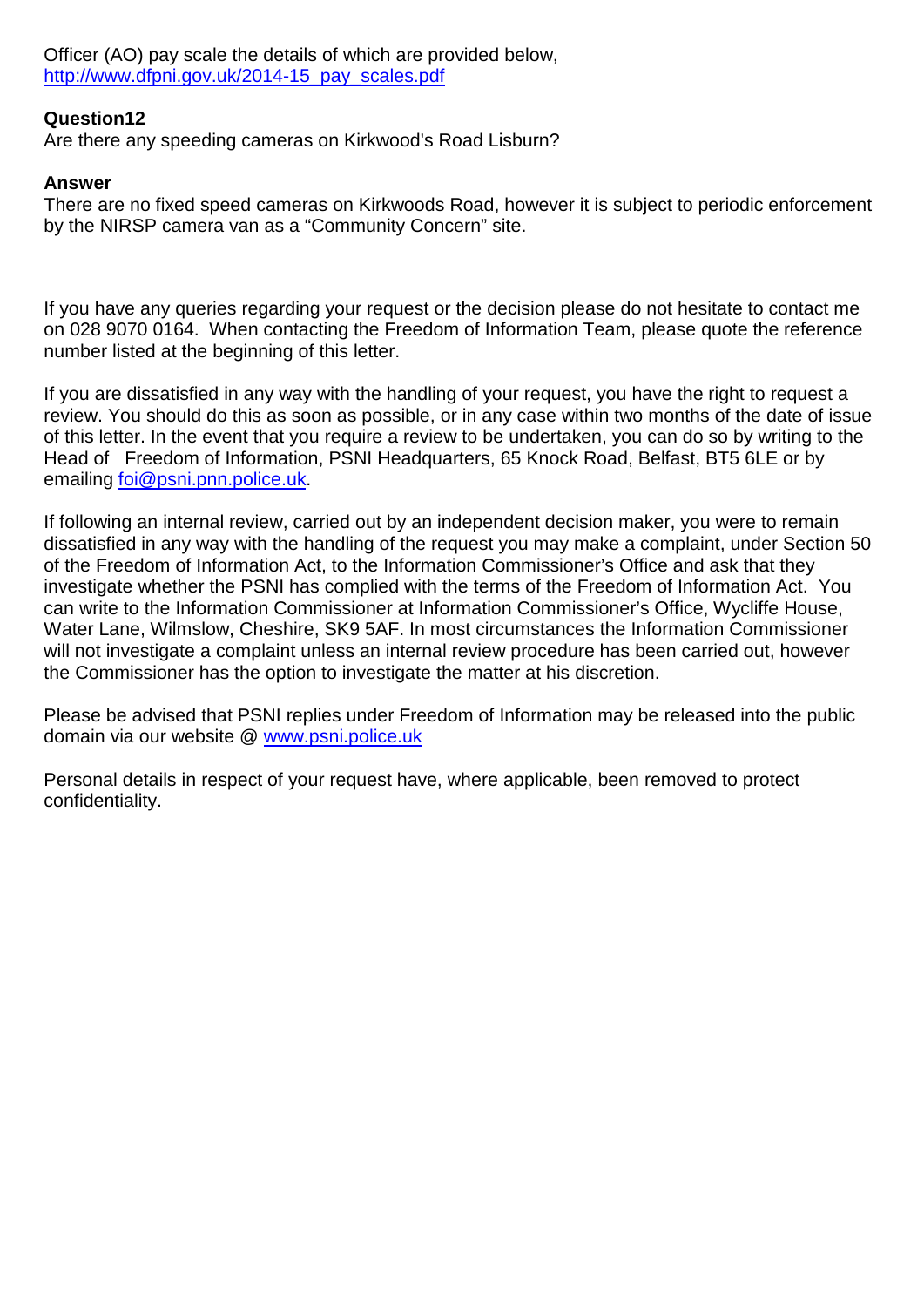Officer (AO) pay scale the details of which are provided below, [http://www.dfpni.gov.uk/2014-15_pay_scales.pdf](http://www.dfpni.gov.uk/2014-15_pay_scales.pdf)

**Question12**
Are there any speeding cameras on Kirkwood's Road Lisburn?

**Answer**
There are no fixed speed cameras on Kirkwoods Road, however it is subject to periodic enforcement by the NIRSP camera van as a "Community Concern" site.

If you have any queries regarding your request or the decision please do not hesitate to contact me on 028 9070 0164. When contacting the Freedom of Information Team, please quote the reference number listed at the beginning of this letter.

If you are dissatisfied in any way with the handling of your request, you have the right to request a review. You should do this as soon as possible, or in any case within two months of the date of issue of this letter. In the event that you require a review to be undertaken, you can do so by writing to the Head of Freedom of Information, PSNI Headquarters, 65 Knock Road, Belfast, BT5 6LE or by emailing [foi@psni.pnn.police.uk](mailto:foi@psni.pnn.police.uk).

If following an internal review, carried out by an independent decision maker, you were to remain dissatisfied in any way with the handling of the request you may make a complaint, under Section 50 of the Freedom of Information Act, to the Information Commissioner's Office and ask that they investigate whether the PSNI has complied with the terms of the Freedom of Information Act. You can write to the Information Commissioner at Information Commissioner's Office, Wycliffe House, Water Lane, Wilmslow, Cheshire, SK9 5AF. In most circumstances the Information Commissioner will not investigate a complaint unless an internal review procedure has been carried out, however the Commissioner has the option to investigate the matter at his discretion.

Please be advised that PSNI replies under Freedom of Information may be released into the public domain via our website @ [www.psni.police.uk](http://www.psni.police.uk)

Personal details in respect of your request have, where applicable, been removed to protect confidentiality.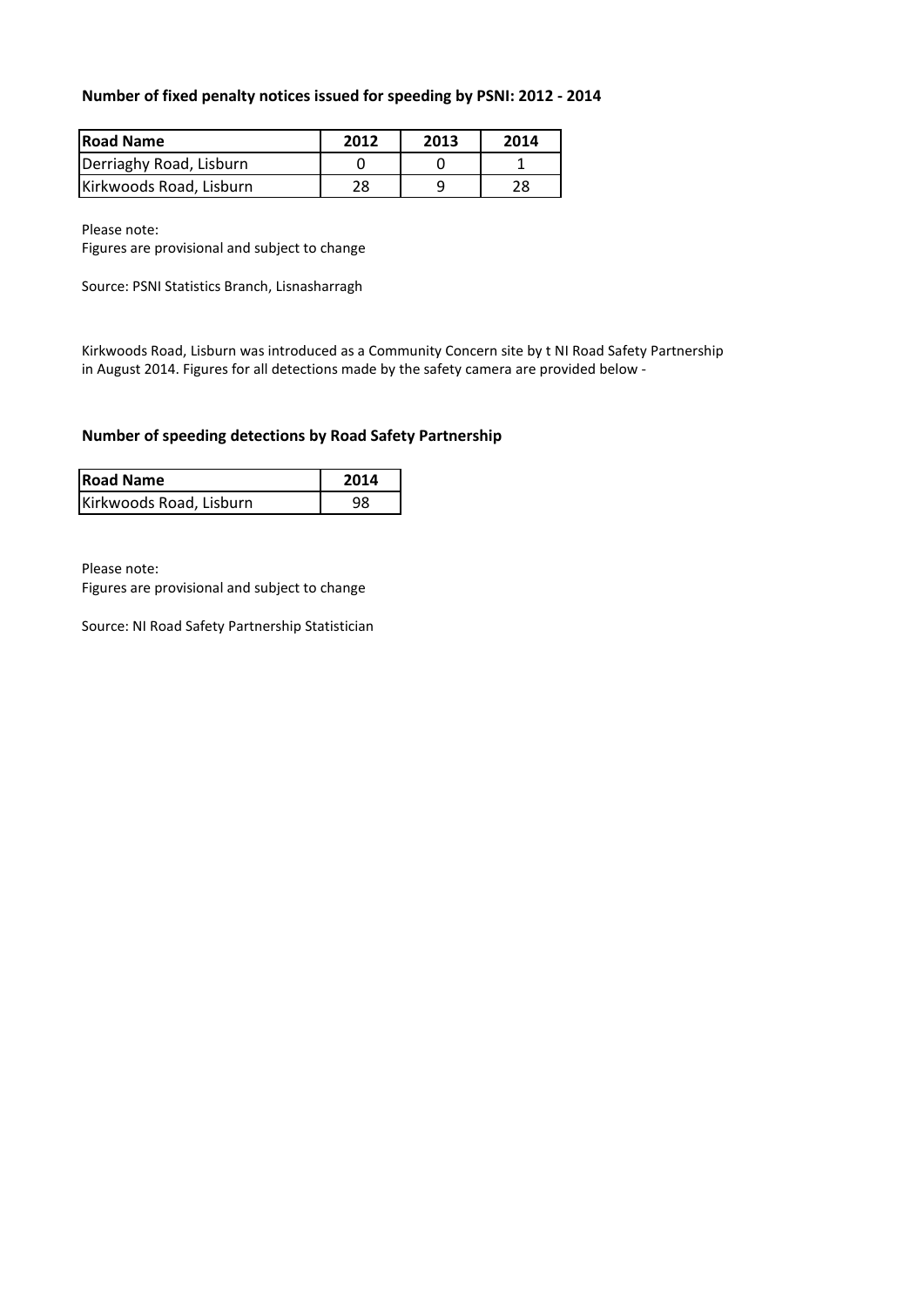**Number of fixed penalty notices issued for speeding by PSNI: 2012 - 2014**

| Road Name | 2012 | 2013 | 2014 |
|---|---|---|---|
| Derriaghy Road, Lisburn | 0 | 0 | 1 |
| Kirkwoods Road, Lisburn | 28 | 9 | 28 |

Please note:
Figures are provisional and subject to change

Source: PSNI Statistics Branch, Lisnasharragh

Kirkwoods Road, Lisburn was introduced as a Community Concern site by t NI Road Safety Partnership in August 2014. Figures for all detections made by the safety camera are provided below -

**Number of speeding detections by Road Safety Partnership**

| Road Name | 2014 |
|---|---|
| Kirkwoods Road, Lisburn | 98 |

Please note:
Figures are provisional and subject to change

Source: NI Road Safety Partnership Statistician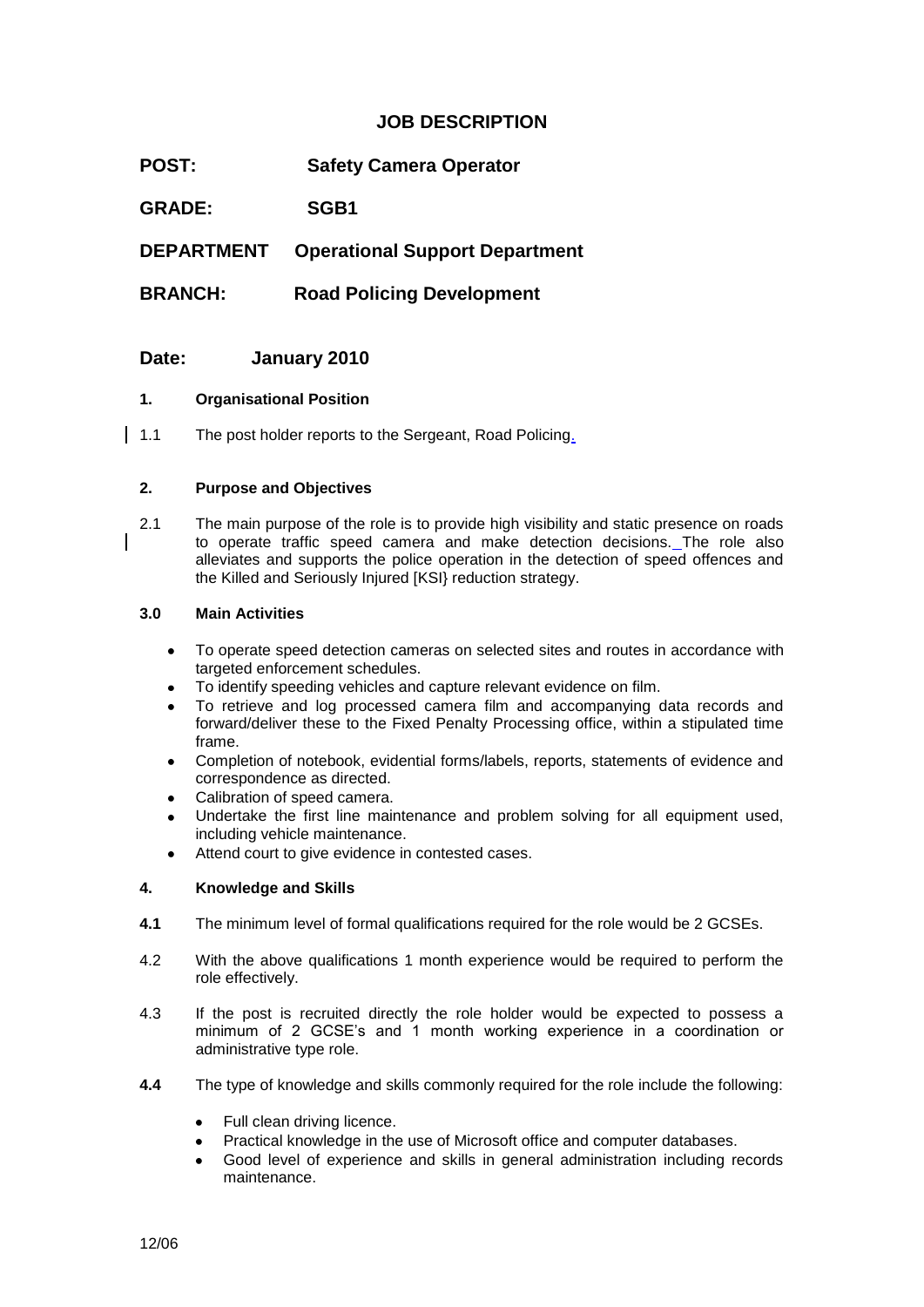# JOB DESCRIPTION

**POST:** **Safety Camera Operator**

**GRADE:** **SGB1**

**DEPARTMENT** **Operational Support Department**

**BRANCH:** **Road Policing Development**

**Date:** **January 2010**

**1. Organisational Position**

1.1 The post holder reports to the Sergeant, Road Policing.

**2. Purpose and Objectives**

2.1 The main purpose of the role is to provide high visibility and static presence on roads to operate traffic speed camera and make detection decisions. The role also alleviates and supports the police operation in the detection of speed offences and the Killed and Seriously Injured [KSI} reduction strategy.

**3.0 Main Activities**

- To operate speed detection cameras on selected sites and routes in accordance with targeted enforcement schedules.
- To identify speeding vehicles and capture relevant evidence on film.
- To retrieve and log processed camera film and accompanying data records and forward/deliver these to the Fixed Penalty Processing office, within a stipulated time frame.
- Completion of notebook, evidential forms/labels, reports, statements of evidence and correspondence as directed.
- Calibration of speed camera.
- Undertake the first line maintenance and problem solving for all equipment used, including vehicle maintenance.
- Attend court to give evidence in contested cases.

**4. Knowledge and Skills**

**4.1** The minimum level of formal qualifications required for the role would be 2 GCSEs.

4.2 With the above qualifications 1 month experience would be required to perform the role effectively.

4.3 If the post is recruited directly the role holder would be expected to possess a minimum of 2 GCSE's and 1 month working experience in a coordination or administrative type role.

**4.4** The type of knowledge and skills commonly required for the role include the following:

- Full clean driving licence.
- Practical knowledge in the use of Microsoft office and computer databases.
- Good level of experience and skills in general administration including records maintenance.

12/06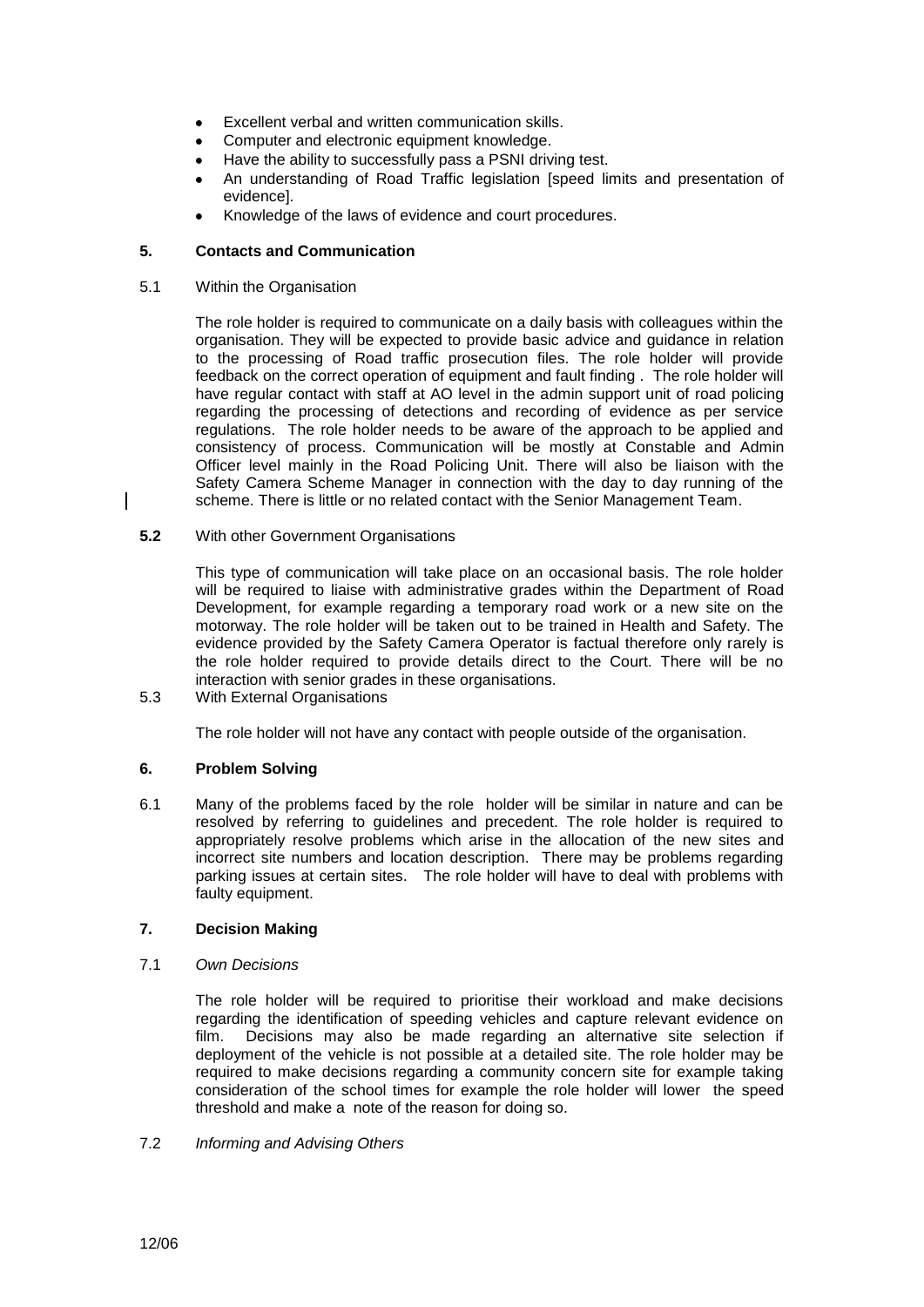- Excellent verbal and written communication skills.
- Computer and electronic equipment knowledge.
- Have the ability to successfully pass a PSNI driving test.
- An understanding of Road Traffic legislation [speed limits and presentation of evidence].
- Knowledge of the laws of evidence and court procedures.

## 5. Contacts and Communication

5.1 Within the Organisation

The role holder is required to communicate on a daily basis with colleagues within the organisation. They will be expected to provide basic advice and guidance in relation to the processing of Road traffic prosecution files. The role holder will provide feedback on the correct operation of equipment and fault finding . The role holder will have regular contact with staff at AO level in the admin support unit of road policing regarding the processing of detections and recording of evidence as per service regulations. The role holder needs to be aware of the approach to be applied and consistency of process. Communication will be mostly at Constable and Admin Officer level mainly in the Road Policing Unit. There will also be liaison with the Safety Camera Scheme Manager in connection with the day to day running of the scheme. There is little or no related contact with the Senior Management Team.

**5.2** With other Government Organisations

This type of communication will take place on an occasional basis. The role holder will be required to liaise with administrative grades within the Department of Road Development, for example regarding a temporary road work or a new site on the motorway. The role holder will be taken out to be trained in Health and Safety. The evidence provided by the Safety Camera Operator is factual therefore only rarely is the role holder required to provide details direct to the Court. There will be no interaction with senior grades in these organisations.

5.3 With External Organisations

The role holder will not have any contact with people outside of the organisation.

## 6. Problem Solving

6.1 Many of the problems faced by the role holder will be similar in nature and can be resolved by referring to guidelines and precedent. The role holder is required to appropriately resolve problems which arise in the allocation of the new sites and incorrect site numbers and location description. There may be problems regarding parking issues at certain sites. The role holder will have to deal with problems with faulty equipment.

## 7. Decision Making

7.1 *Own Decisions*

The role holder will be required to prioritise their workload and make decisions regarding the identification of speeding vehicles and capture relevant evidence on film. Decisions may also be made regarding an alternative site selection if deployment of the vehicle is not possible at a detailed site. The role holder may be required to make decisions regarding a community concern site for example taking consideration of the school times for example the role holder will lower the speed threshold and make a note of the reason for doing so.

7.2 *Informing and Advising Others*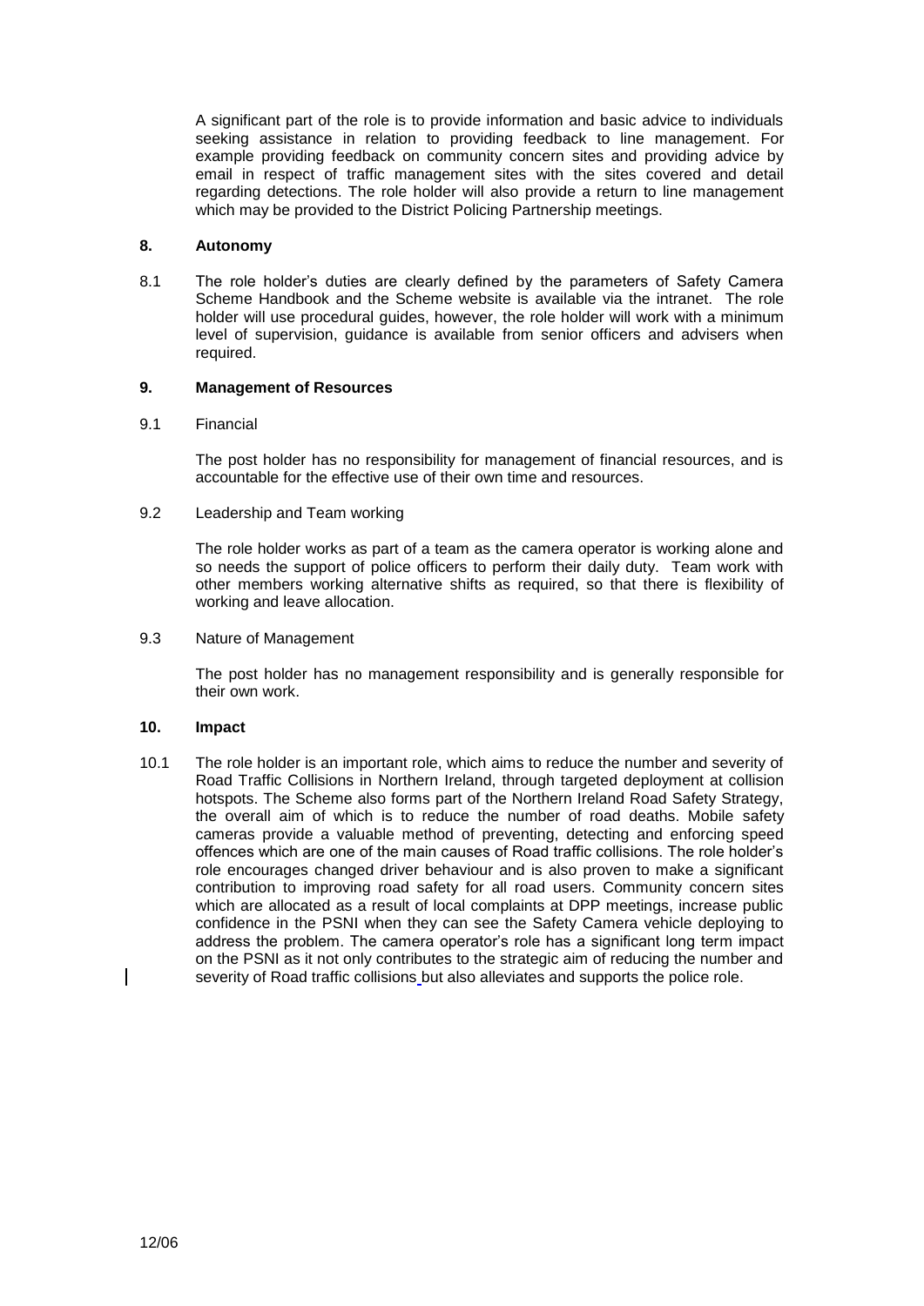A significant part of the role is to provide information and basic advice to individuals seeking assistance in relation to providing feedback to line management. For example providing feedback on community concern sites and providing advice by email in respect of traffic management sites with the sites covered and detail regarding detections. The role holder will also provide a return to line management which may be provided to the District Policing Partnership meetings.

## 8. Autonomy

8.1 The role holder's duties are clearly defined by the parameters of Safety Camera Scheme Handbook and the Scheme website is available via the intranet. The role holder will use procedural guides, however, the role holder will work with a minimum level of supervision, guidance is available from senior officers and advisers when required.

## 9. Management of Resources

9.1 Financial

The post holder has no responsibility for management of financial resources, and is accountable for the effective use of their own time and resources.

9.2 Leadership and Team working

The role holder works as part of a team as the camera operator is working alone and so needs the support of police officers to perform their daily duty. Team work with other members working alternative shifts as required, so that there is flexibility of working and leave allocation.

9.3 Nature of Management

The post holder has no management responsibility and is generally responsible for their own work.

## 10. Impact

10.1 The role holder is an important role, which aims to reduce the number and severity of Road Traffic Collisions in Northern Ireland, through targeted deployment at collision hotspots. The Scheme also forms part of the Northern Ireland Road Safety Strategy, the overall aim of which is to reduce the number of road deaths. Mobile safety cameras provide a valuable method of preventing, detecting and enforcing speed offences which are one of the main causes of Road traffic collisions. The role holder's role encourages changed driver behaviour and is also proven to make a significant contribution to improving road safety for all road users. Community concern sites which are allocated as a result of local complaints at DPP meetings, increase public confidence in the PSNI when they can see the Safety Camera vehicle deploying to address the problem. The camera operator's role has a significant long term impact on the PSNI as it not only contributes to the strategic aim of reducing the number and severity of Road traffic collisions but also alleviates and supports the police role.

12/06